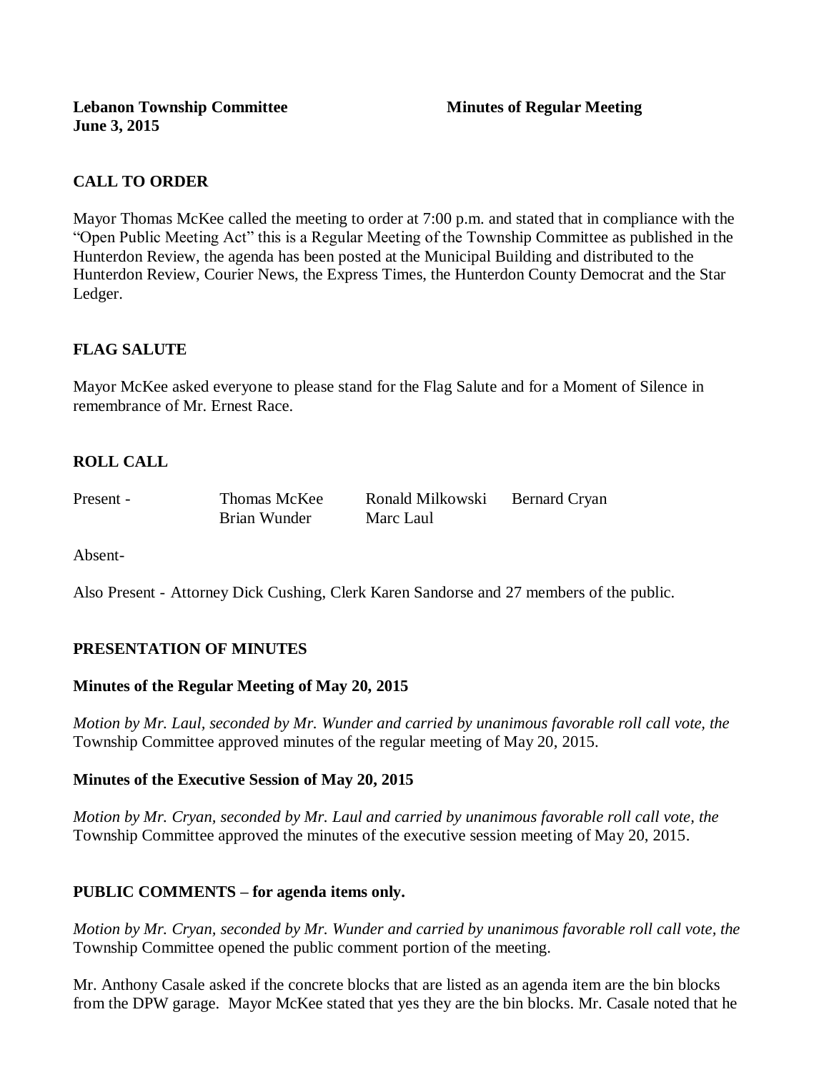**Lebanon Township Committee** **Minutes of Regular Meeting**
**June 3, 2015**

## CALL TO ORDER

Mayor Thomas McKee called the meeting to order at 7:00 p.m. and stated that in compliance with the "Open Public Meeting Act" this is a Regular Meeting of the Township Committee as published in the Hunterdon Review, the agenda has been posted at the Municipal Building and distributed to the Hunterdon Review, Courier News, the Express Times, the Hunterdon County Democrat and the Star Ledger.

## FLAG SALUTE

Mayor McKee asked everyone to please stand for the Flag Salute and for a Moment of Silence in remembrance of Mr. Ernest Race.

## ROLL CALL

| | | | |
|---|---|---|---|
| Present - | Thomas McKee | Ronald Milkowski | Bernard Cryan |
| | Brian Wunder | Marc Laul | |

Absent-

Also Present - Attorney Dick Cushing, Clerk Karen Sandorse and 27 members of the public.

## PRESENTATION OF MINUTES

### Minutes of the Regular Meeting of May 20, 2015

*Motion by Mr. Laul, seconded by Mr. Wunder and carried by unanimous favorable roll call vote, the* Township Committee approved minutes of the regular meeting of May 20, 2015.

### Minutes of the Executive Session of May 20, 2015

*Motion by Mr. Cryan, seconded by Mr. Laul and carried by unanimous favorable roll call vote, the* Township Committee approved the minutes of the executive session meeting of May 20, 2015.

## PUBLIC COMMENTS – for agenda items only.

*Motion by Mr. Cryan, seconded by Mr. Wunder and carried by unanimous favorable roll call vote, the* Township Committee opened the public comment portion of the meeting.

Mr. Anthony Casale asked if the concrete blocks that are listed as an agenda item are the bin blocks from the DPW garage. Mayor McKee stated that yes they are the bin blocks. Mr. Casale noted that he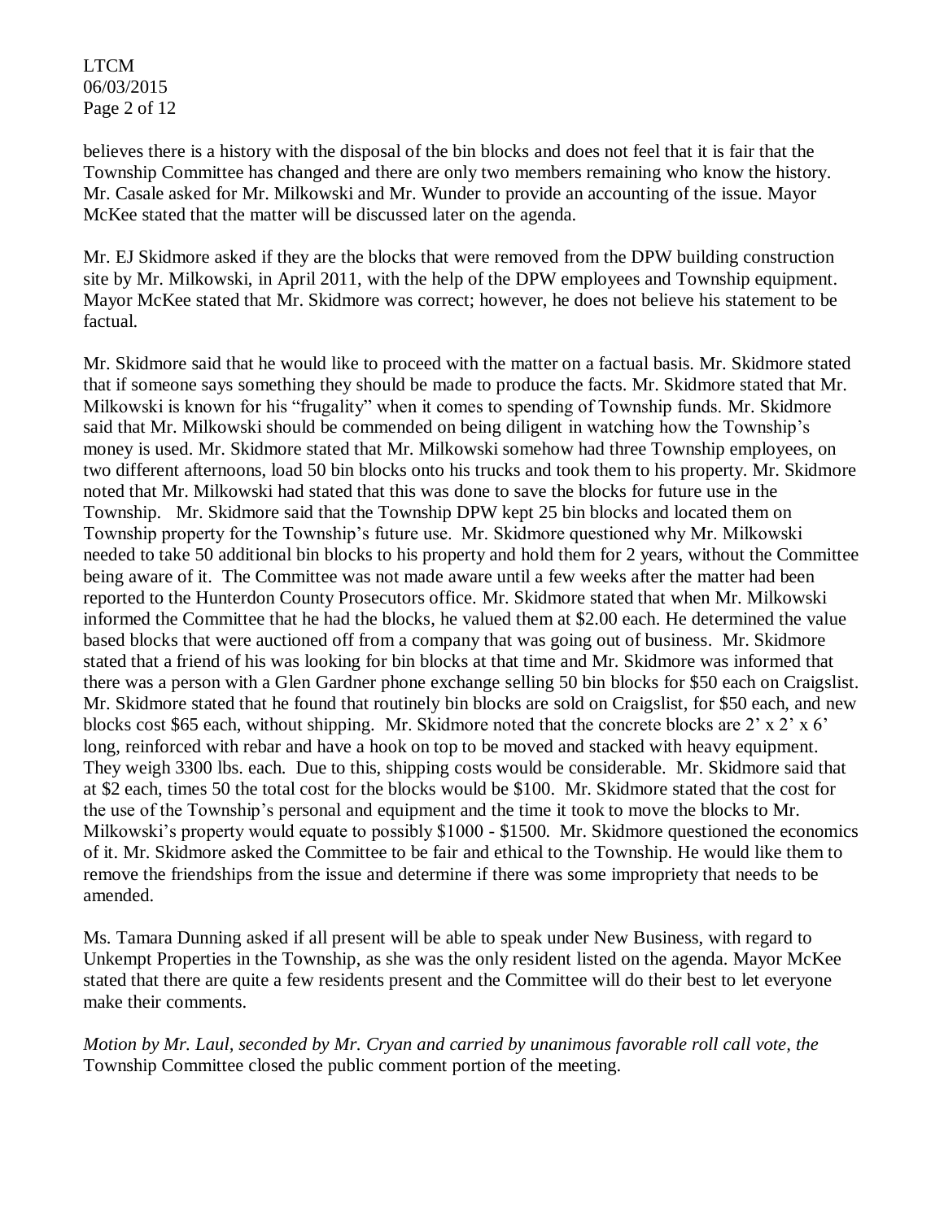believes there is a history with the disposal of the bin blocks and does not feel that it is fair that the Township Committee has changed and there are only two members remaining who know the history. Mr. Casale asked for Mr. Milkowski and Mr. Wunder to provide an accounting of the issue. Mayor McKee stated that the matter will be discussed later on the agenda.

Mr. EJ Skidmore asked if they are the blocks that were removed from the DPW building construction site by Mr. Milkowski, in April 2011, with the help of the DPW employees and Township equipment. Mayor McKee stated that Mr. Skidmore was correct; however, he does not believe his statement to be factual.

Mr. Skidmore said that he would like to proceed with the matter on a factual basis. Mr. Skidmore stated that if someone says something they should be made to produce the facts. Mr. Skidmore stated that Mr. Milkowski is known for his "frugality" when it comes to spending of Township funds. Mr. Skidmore said that Mr. Milkowski should be commended on being diligent in watching how the Township's money is used. Mr. Skidmore stated that Mr. Milkowski somehow had three Township employees, on two different afternoons, load 50 bin blocks onto his trucks and took them to his property. Mr. Skidmore noted that Mr. Milkowski had stated that this was done to save the blocks for future use in the Township. Mr. Skidmore said that the Township DPW kept 25 bin blocks and located them on Township property for the Township's future use. Mr. Skidmore questioned why Mr. Milkowski needed to take 50 additional bin blocks to his property and hold them for 2 years, without the Committee being aware of it. The Committee was not made aware until a few weeks after the matter had been reported to the Hunterdon County Prosecutors office. Mr. Skidmore stated that when Mr. Milkowski informed the Committee that he had the blocks, he valued them at $2.00 each. He determined the value based blocks that were auctioned off from a company that was going out of business. Mr. Skidmore stated that a friend of his was looking for bin blocks at that time and Mr. Skidmore was informed that there was a person with a Glen Gardner phone exchange selling 50 bin blocks for $50 each on Craigslist. Mr. Skidmore stated that he found that routinely bin blocks are sold on Craigslist, for $50 each, and new blocks cost $65 each, without shipping. Mr. Skidmore noted that the concrete blocks are 2' x 2' x 6' long, reinforced with rebar and have a hook on top to be moved and stacked with heavy equipment. They weigh 3300 lbs. each. Due to this, shipping costs would be considerable. Mr. Skidmore said that at $2 each, times 50 the total cost for the blocks would be $100. Mr. Skidmore stated that the cost for the use of the Township's personal and equipment and the time it took to move the blocks to Mr. Milkowski's property would equate to possibly $1000 - $1500. Mr. Skidmore questioned the economics of it. Mr. Skidmore asked the Committee to be fair and ethical to the Township. He would like them to remove the friendships from the issue and determine if there was some impropriety that needs to be amended.

Ms. Tamara Dunning asked if all present will be able to speak under New Business, with regard to Unkempt Properties in the Township, as she was the only resident listed on the agenda. Mayor McKee stated that there are quite a few residents present and the Committee will do their best to let everyone make their comments.

*Motion by Mr. Laul, seconded by Mr. Cryan and carried by unanimous favorable roll call vote, the* Township Committee closed the public comment portion of the meeting.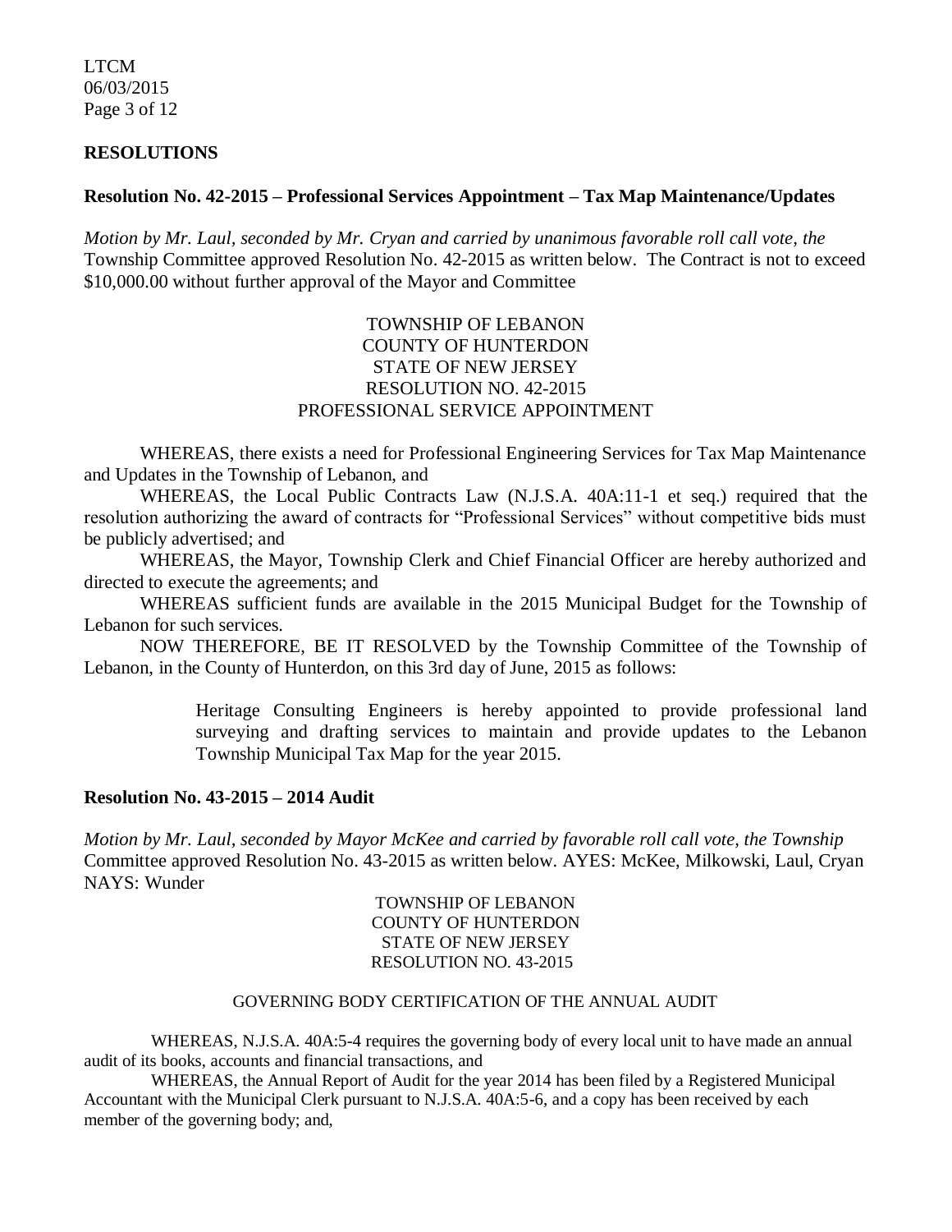## RESOLUTIONS

**Resolution No. 42-2015 – Professional Services Appointment – Tax Map Maintenance/Updates**

*Motion by Mr. Laul, seconded by Mr. Cryan and carried by unanimous favorable roll call vote, the* Township Committee approved Resolution No. 42-2015 as written below. The Contract is not to exceed $10,000.00 without further approval of the Mayor and Committee

TOWNSHIP OF LEBANON
COUNTY OF HUNTERDON
STATE OF NEW JERSEY
RESOLUTION NO. 42-2015
PROFESSIONAL SERVICE APPOINTMENT

WHEREAS, there exists a need for Professional Engineering Services for Tax Map Maintenance and Updates in the Township of Lebanon, and

WHEREAS, the Local Public Contracts Law (N.J.S.A. 40A:11-1 et seq.) required that the resolution authorizing the award of contracts for "Professional Services" without competitive bids must be publicly advertised; and

WHEREAS, the Mayor, Township Clerk and Chief Financial Officer are hereby authorized and directed to execute the agreements; and

WHEREAS sufficient funds are available in the 2015 Municipal Budget for the Township of Lebanon for such services.

NOW THEREFORE, BE IT RESOLVED by the Township Committee of the Township of Lebanon, in the County of Hunterdon, on this 3rd day of June, 2015 as follows:

> Heritage Consulting Engineers is hereby appointed to provide professional land surveying and drafting services to maintain and provide updates to the Lebanon Township Municipal Tax Map for the year 2015.

**Resolution No. 43-2015 – 2014 Audit**

*Motion by Mr. Laul, seconded by Mayor McKee and carried by favorable roll call vote, the Township* Committee approved Resolution No. 43-2015 as written below. AYES: McKee, Milkowski, Laul, Cryan NAYS: Wunder

TOWNSHIP OF LEBANON
COUNTY OF HUNTERDON
STATE OF NEW JERSEY
RESOLUTION NO. 43-2015

GOVERNING BODY CERTIFICATION OF THE ANNUAL AUDIT

WHEREAS, N.J.S.A. 40A:5-4 requires the governing body of every local unit to have made an annual audit of its books, accounts and financial transactions, and

WHEREAS, the Annual Report of Audit for the year 2014 has been filed by a Registered Municipal Accountant with the Municipal Clerk pursuant to N.J.S.A. 40A:5-6, and a copy has been received by each member of the governing body; and,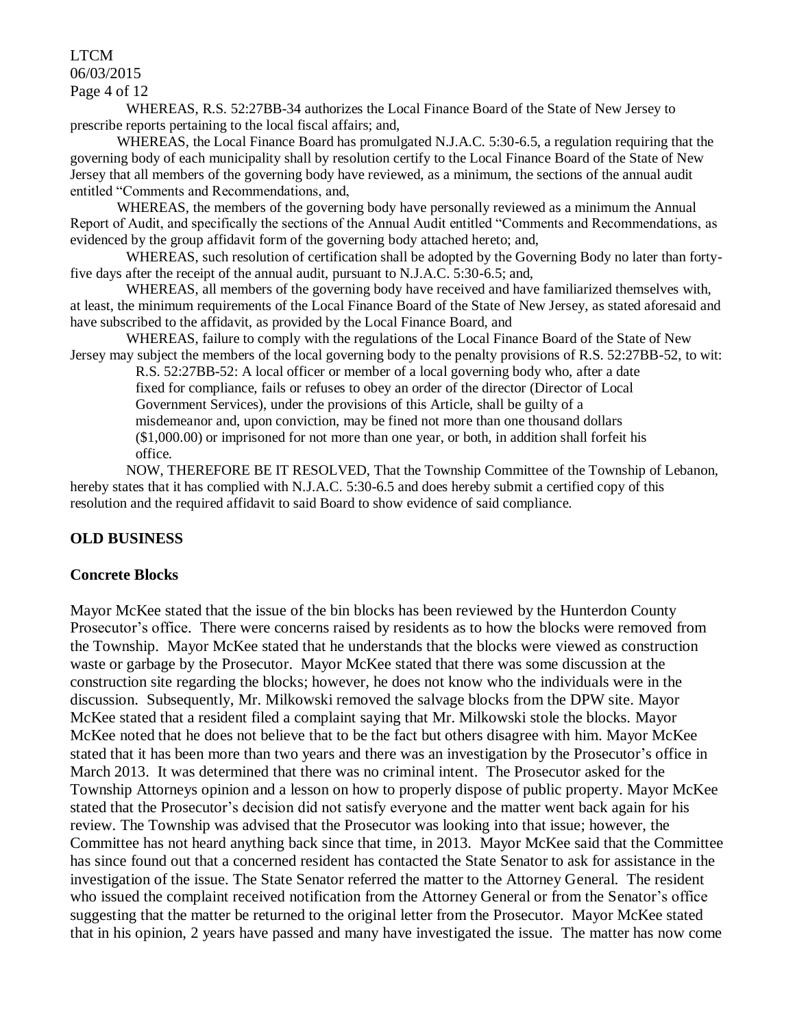WHEREAS, R.S. 52:27BB-34 authorizes the Local Finance Board of the State of New Jersey to prescribe reports pertaining to the local fiscal affairs; and,

WHEREAS, the Local Finance Board has promulgated N.J.A.C. 5:30-6.5, a regulation requiring that the governing body of each municipality shall by resolution certify to the Local Finance Board of the State of New Jersey that all members of the governing body have reviewed, as a minimum, the sections of the annual audit entitled "Comments and Recommendations, and,

WHEREAS, the members of the governing body have personally reviewed as a minimum the Annual Report of Audit, and specifically the sections of the Annual Audit entitled "Comments and Recommendations, as evidenced by the group affidavit form of the governing body attached hereto; and,

WHEREAS, such resolution of certification shall be adopted by the Governing Body no later than forty-five days after the receipt of the annual audit, pursuant to N.J.A.C. 5:30-6.5; and,

WHEREAS, all members of the governing body have received and have familiarized themselves with, at least, the minimum requirements of the Local Finance Board of the State of New Jersey, as stated aforesaid and have subscribed to the affidavit, as provided by the Local Finance Board, and

WHEREAS, failure to comply with the regulations of the Local Finance Board of the State of New Jersey may subject the members of the local governing body to the penalty provisions of R.S. 52:27BB-52, to wit:

> R.S. 52:27BB-52: A local officer or member of a local governing body who, after a date fixed for compliance, fails or refuses to obey an order of the director (Director of Local Government Services), under the provisions of this Article, shall be guilty of a misdemeanor and, upon conviction, may be fined not more than one thousand dollars ($1,000.00) or imprisoned for not more than one year, or both, in addition shall forfeit his office.

NOW, THEREFORE BE IT RESOLVED, That the Township Committee of the Township of Lebanon, hereby states that it has complied with N.J.A.C. 5:30-6.5 and does hereby submit a certified copy of this resolution and the required affidavit to said Board to show evidence of said compliance.

## OLD BUSINESS

### Concrete Blocks

Mayor McKee stated that the issue of the bin blocks has been reviewed by the Hunterdon County Prosecutor's office. There were concerns raised by residents as to how the blocks were removed from the Township. Mayor McKee stated that he understands that the blocks were viewed as construction waste or garbage by the Prosecutor. Mayor McKee stated that there was some discussion at the construction site regarding the blocks; however, he does not know who the individuals were in the discussion. Subsequently, Mr. Milkowski removed the salvage blocks from the DPW site. Mayor McKee stated that a resident filed a complaint saying that Mr. Milkowski stole the blocks. Mayor McKee noted that he does not believe that to be the fact but others disagree with him. Mayor McKee stated that it has been more than two years and there was an investigation by the Prosecutor's office in March 2013. It was determined that there was no criminal intent. The Prosecutor asked for the Township Attorneys opinion and a lesson on how to properly dispose of public property. Mayor McKee stated that the Prosecutor's decision did not satisfy everyone and the matter went back again for his review. The Township was advised that the Prosecutor was looking into that issue; however, the Committee has not heard anything back since that time, in 2013. Mayor McKee said that the Committee has since found out that a concerned resident has contacted the State Senator to ask for assistance in the investigation of the issue. The State Senator referred the matter to the Attorney General. The resident who issued the complaint received notification from the Attorney General or from the Senator's office suggesting that the matter be returned to the original letter from the Prosecutor. Mayor McKee stated that in his opinion, 2 years have passed and many have investigated the issue. The matter has now come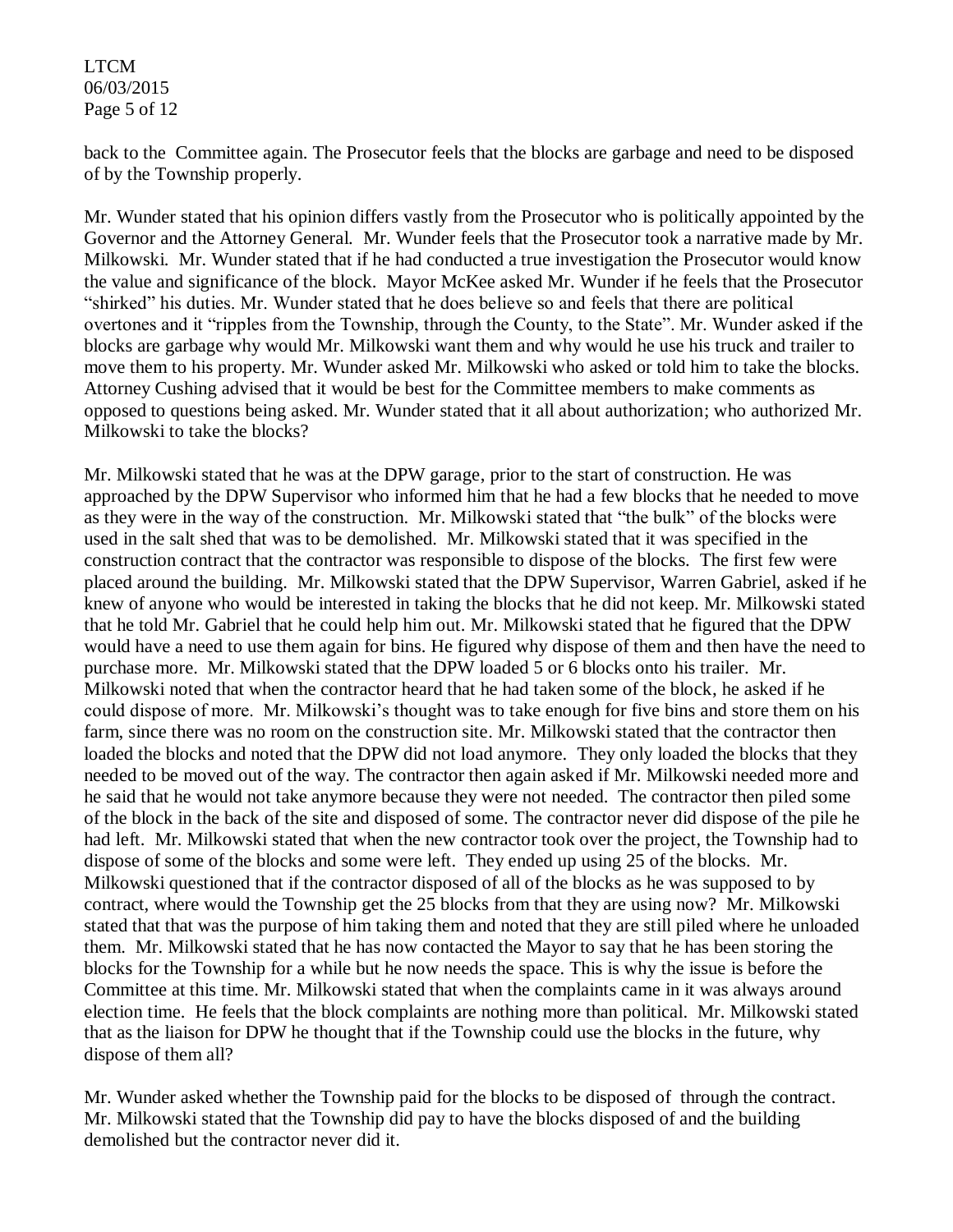back to the Committee again. The Prosecutor feels that the blocks are garbage and need to be disposed of by the Township properly.

Mr. Wunder stated that his opinion differs vastly from the Prosecutor who is politically appointed by the Governor and the Attorney General. Mr. Wunder feels that the Prosecutor took a narrative made by Mr. Milkowski. Mr. Wunder stated that if he had conducted a true investigation the Prosecutor would know the value and significance of the block. Mayor McKee asked Mr. Wunder if he feels that the Prosecutor "shirked" his duties. Mr. Wunder stated that he does believe so and feels that there are political overtones and it "ripples from the Township, through the County, to the State". Mr. Wunder asked if the blocks are garbage why would Mr. Milkowski want them and why would he use his truck and trailer to move them to his property. Mr. Wunder asked Mr. Milkowski who asked or told him to take the blocks. Attorney Cushing advised that it would be best for the Committee members to make comments as opposed to questions being asked. Mr. Wunder stated that it all about authorization; who authorized Mr. Milkowski to take the blocks?

Mr. Milkowski stated that he was at the DPW garage, prior to the start of construction. He was approached by the DPW Supervisor who informed him that he had a few blocks that he needed to move as they were in the way of the construction. Mr. Milkowski stated that "the bulk" of the blocks were used in the salt shed that was to be demolished. Mr. Milkowski stated that it was specified in the construction contract that the contractor was responsible to dispose of the blocks. The first few were placed around the building. Mr. Milkowski stated that the DPW Supervisor, Warren Gabriel, asked if he knew of anyone who would be interested in taking the blocks that he did not keep. Mr. Milkowski stated that he told Mr. Gabriel that he could help him out. Mr. Milkowski stated that he figured that the DPW would have a need to use them again for bins. He figured why dispose of them and then have the need to purchase more. Mr. Milkowski stated that the DPW loaded 5 or 6 blocks onto his trailer. Mr. Milkowski noted that when the contractor heard that he had taken some of the block, he asked if he could dispose of more. Mr. Milkowski's thought was to take enough for five bins and store them on his farm, since there was no room on the construction site. Mr. Milkowski stated that the contractor then loaded the blocks and noted that the DPW did not load anymore. They only loaded the blocks that they needed to be moved out of the way. The contractor then again asked if Mr. Milkowski needed more and he said that he would not take anymore because they were not needed. The contractor then piled some of the block in the back of the site and disposed of some. The contractor never did dispose of the pile he had left. Mr. Milkowski stated that when the new contractor took over the project, the Township had to dispose of some of the blocks and some were left. They ended up using 25 of the blocks. Mr. Milkowski questioned that if the contractor disposed of all of the blocks as he was supposed to by contract, where would the Township get the 25 blocks from that they are using now? Mr. Milkowski stated that that was the purpose of him taking them and noted that they are still piled where he unloaded them. Mr. Milkowski stated that he has now contacted the Mayor to say that he has been storing the blocks for the Township for a while but he now needs the space. This is why the issue is before the Committee at this time. Mr. Milkowski stated that when the complaints came in it was always around election time. He feels that the block complaints are nothing more than political. Mr. Milkowski stated that as the liaison for DPW he thought that if the Township could use the blocks in the future, why dispose of them all?

Mr. Wunder asked whether the Township paid for the blocks to be disposed of through the contract. Mr. Milkowski stated that the Township did pay to have the blocks disposed of and the building demolished but the contractor never did it.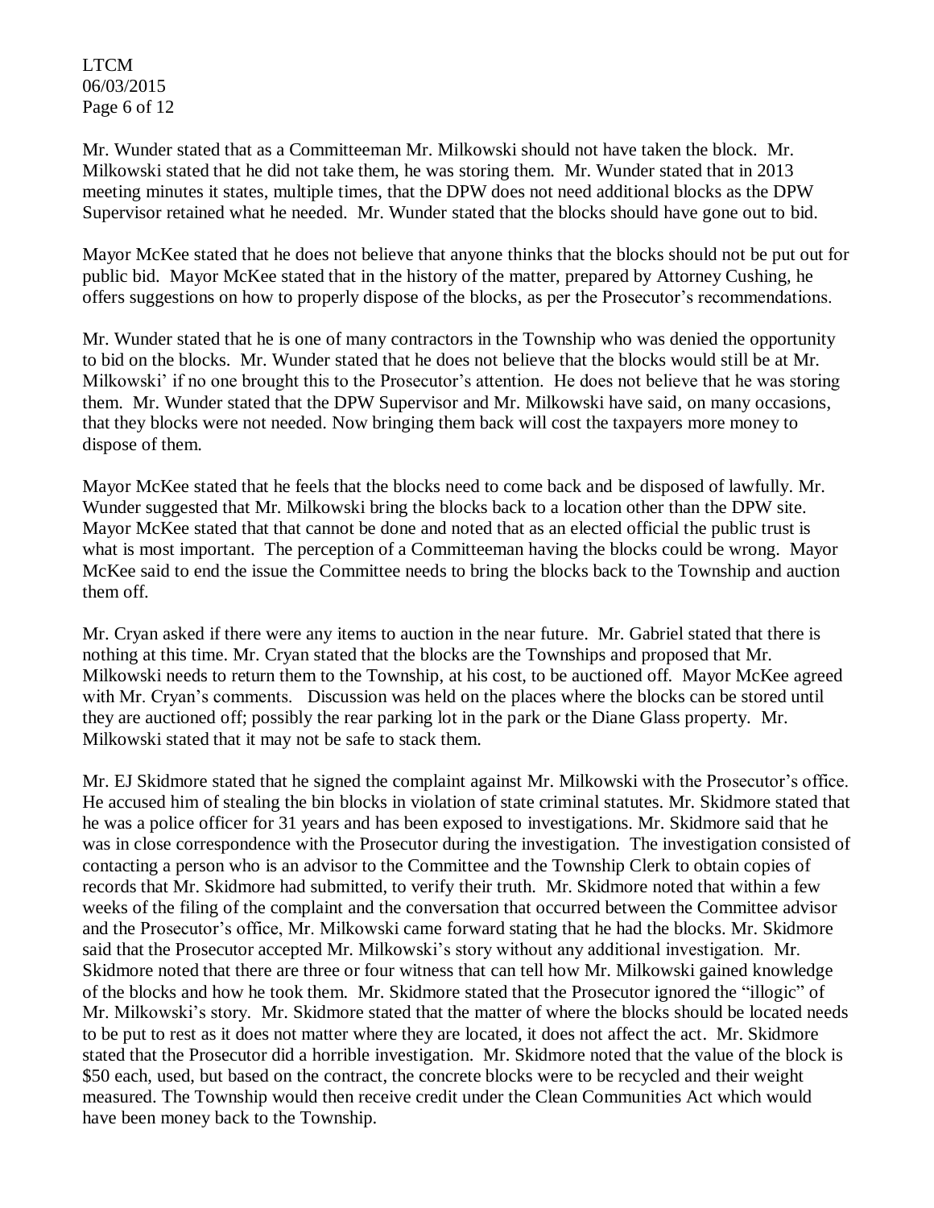Mr. Wunder stated that as a Committeeman Mr. Milkowski should not have taken the block. Mr. Milkowski stated that he did not take them, he was storing them. Mr. Wunder stated that in 2013 meeting minutes it states, multiple times, that the DPW does not need additional blocks as the DPW Supervisor retained what he needed. Mr. Wunder stated that the blocks should have gone out to bid.

Mayor McKee stated that he does not believe that anyone thinks that the blocks should not be put out for public bid. Mayor McKee stated that in the history of the matter, prepared by Attorney Cushing, he offers suggestions on how to properly dispose of the blocks, as per the Prosecutor's recommendations.

Mr. Wunder stated that he is one of many contractors in the Township who was denied the opportunity to bid on the blocks. Mr. Wunder stated that he does not believe that the blocks would still be at Mr. Milkowski' if no one brought this to the Prosecutor's attention. He does not believe that he was storing them. Mr. Wunder stated that the DPW Supervisor and Mr. Milkowski have said, on many occasions, that they blocks were not needed. Now bringing them back will cost the taxpayers more money to dispose of them.

Mayor McKee stated that he feels that the blocks need to come back and be disposed of lawfully. Mr. Wunder suggested that Mr. Milkowski bring the blocks back to a location other than the DPW site. Mayor McKee stated that that cannot be done and noted that as an elected official the public trust is what is most important. The perception of a Committeeman having the blocks could be wrong. Mayor McKee said to end the issue the Committee needs to bring the blocks back to the Township and auction them off.

Mr. Cryan asked if there were any items to auction in the near future. Mr. Gabriel stated that there is nothing at this time. Mr. Cryan stated that the blocks are the Townships and proposed that Mr. Milkowski needs to return them to the Township, at his cost, to be auctioned off. Mayor McKee agreed with Mr. Cryan's comments. Discussion was held on the places where the blocks can be stored until they are auctioned off; possibly the rear parking lot in the park or the Diane Glass property. Mr. Milkowski stated that it may not be safe to stack them.

Mr. EJ Skidmore stated that he signed the complaint against Mr. Milkowski with the Prosecutor's office. He accused him of stealing the bin blocks in violation of state criminal statutes. Mr. Skidmore stated that he was a police officer for 31 years and has been exposed to investigations. Mr. Skidmore said that he was in close correspondence with the Prosecutor during the investigation. The investigation consisted of contacting a person who is an advisor to the Committee and the Township Clerk to obtain copies of records that Mr. Skidmore had submitted, to verify their truth. Mr. Skidmore noted that within a few weeks of the filing of the complaint and the conversation that occurred between the Committee advisor and the Prosecutor's office, Mr. Milkowski came forward stating that he had the blocks. Mr. Skidmore said that the Prosecutor accepted Mr. Milkowski's story without any additional investigation. Mr. Skidmore noted that there are three or four witness that can tell how Mr. Milkowski gained knowledge of the blocks and how he took them. Mr. Skidmore stated that the Prosecutor ignored the "illogic" of Mr. Milkowski's story. Mr. Skidmore stated that the matter of where the blocks should be located needs to be put to rest as it does not matter where they are located, it does not affect the act. Mr. Skidmore stated that the Prosecutor did a horrible investigation. Mr. Skidmore noted that the value of the block is $50 each, used, but based on the contract, the concrete blocks were to be recycled and their weight measured. The Township would then receive credit under the Clean Communities Act which would have been money back to the Township.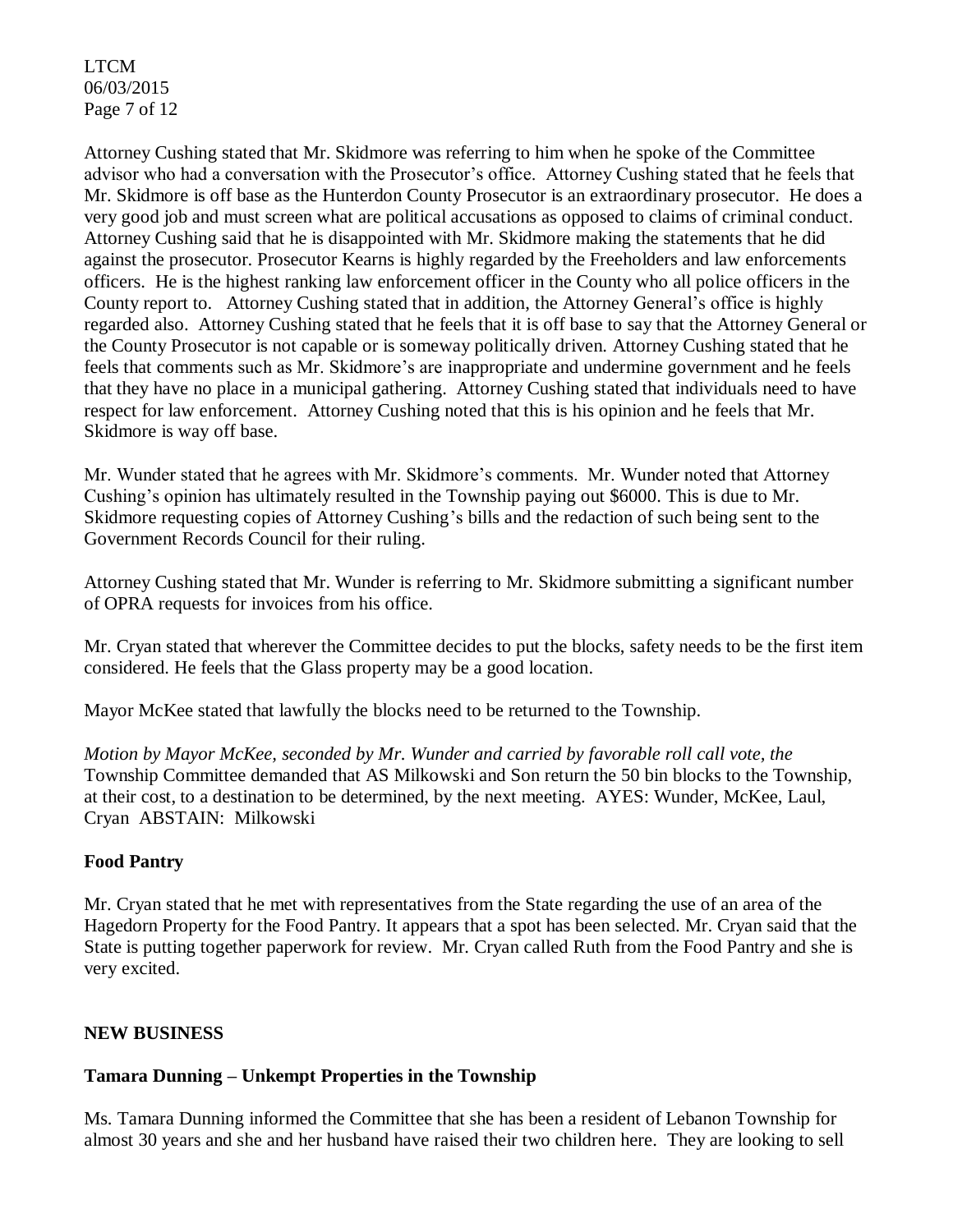Attorney Cushing stated that Mr. Skidmore was referring to him when he spoke of the Committee advisor who had a conversation with the Prosecutor's office. Attorney Cushing stated that he feels that Mr. Skidmore is off base as the Hunterdon County Prosecutor is an extraordinary prosecutor. He does a very good job and must screen what are political accusations as opposed to claims of criminal conduct. Attorney Cushing said that he is disappointed with Mr. Skidmore making the statements that he did against the prosecutor. Prosecutor Kearns is highly regarded by the Freeholders and law enforcements officers. He is the highest ranking law enforcement officer in the County who all police officers in the County report to. Attorney Cushing stated that in addition, the Attorney General's office is highly regarded also. Attorney Cushing stated that he feels that it is off base to say that the Attorney General or the County Prosecutor is not capable or is someway politically driven. Attorney Cushing stated that he feels that comments such as Mr. Skidmore's are inappropriate and undermine government and he feels that they have no place in a municipal gathering. Attorney Cushing stated that individuals need to have respect for law enforcement. Attorney Cushing noted that this is his opinion and he feels that Mr. Skidmore is way off base.

Mr. Wunder stated that he agrees with Mr. Skidmore's comments. Mr. Wunder noted that Attorney Cushing's opinion has ultimately resulted in the Township paying out $6000. This is due to Mr. Skidmore requesting copies of Attorney Cushing's bills and the redaction of such being sent to the Government Records Council for their ruling.

Attorney Cushing stated that Mr. Wunder is referring to Mr. Skidmore submitting a significant number of OPRA requests for invoices from his office.

Mr. Cryan stated that wherever the Committee decides to put the blocks, safety needs to be the first item considered. He feels that the Glass property may be a good location.

Mayor McKee stated that lawfully the blocks need to be returned to the Township.

*Motion by Mayor McKee, seconded by Mr. Wunder and carried by favorable roll call vote, the* Township Committee demanded that AS Milkowski and Son return the 50 bin blocks to the Township, at their cost, to a destination to be determined, by the next meeting. AYES: Wunder, McKee, Laul, Cryan ABSTAIN: Milkowski

**Food Pantry**

Mr. Cryan stated that he met with representatives from the State regarding the use of an area of the Hagedorn Property for the Food Pantry. It appears that a spot has been selected. Mr. Cryan said that the State is putting together paperwork for review. Mr. Cryan called Ruth from the Food Pantry and she is very excited.

**NEW BUSINESS**

**Tamara Dunning – Unkempt Properties in the Township**

Ms. Tamara Dunning informed the Committee that she has been a resident of Lebanon Township for almost 30 years and she and her husband have raised their two children here. They are looking to sell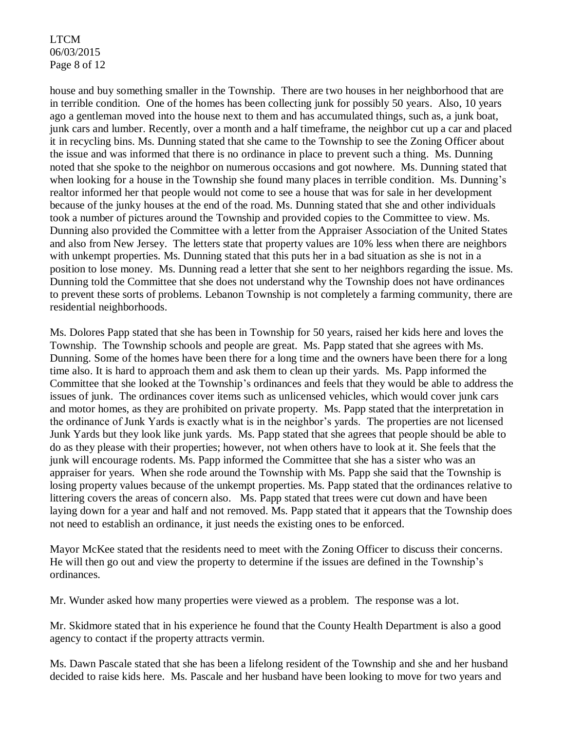house and buy something smaller in the Township. There are two houses in her neighborhood that are in terrible condition. One of the homes has been collecting junk for possibly 50 years. Also, 10 years ago a gentleman moved into the house next to them and has accumulated things, such as, a junk boat, junk cars and lumber. Recently, over a month and a half timeframe, the neighbor cut up a car and placed it in recycling bins. Ms. Dunning stated that she came to the Township to see the Zoning Officer about the issue and was informed that there is no ordinance in place to prevent such a thing. Ms. Dunning noted that she spoke to the neighbor on numerous occasions and got nowhere. Ms. Dunning stated that when looking for a house in the Township she found many places in terrible condition. Ms. Dunning's realtor informed her that people would not come to see a house that was for sale in her development because of the junky houses at the end of the road. Ms. Dunning stated that she and other individuals took a number of pictures around the Township and provided copies to the Committee to view. Ms. Dunning also provided the Committee with a letter from the Appraiser Association of the United States and also from New Jersey. The letters state that property values are 10% less when there are neighbors with unkempt properties. Ms. Dunning stated that this puts her in a bad situation as she is not in a position to lose money. Ms. Dunning read a letter that she sent to her neighbors regarding the issue. Ms. Dunning told the Committee that she does not understand why the Township does not have ordinances to prevent these sorts of problems. Lebanon Township is not completely a farming community, there are residential neighborhoods.

Ms. Dolores Papp stated that she has been in Township for 50 years, raised her kids here and loves the Township. The Township schools and people are great. Ms. Papp stated that she agrees with Ms. Dunning. Some of the homes have been there for a long time and the owners have been there for a long time also. It is hard to approach them and ask them to clean up their yards. Ms. Papp informed the Committee that she looked at the Township's ordinances and feels that they would be able to address the issues of junk. The ordinances cover items such as unlicensed vehicles, which would cover junk cars and motor homes, as they are prohibited on private property. Ms. Papp stated that the interpretation in the ordinance of Junk Yards is exactly what is in the neighbor's yards. The properties are not licensed Junk Yards but they look like junk yards. Ms. Papp stated that she agrees that people should be able to do as they please with their properties; however, not when others have to look at it. She feels that the junk will encourage rodents. Ms. Papp informed the Committee that she has a sister who was an appraiser for years. When she rode around the Township with Ms. Papp she said that the Township is losing property values because of the unkempt properties. Ms. Papp stated that the ordinances relative to littering covers the areas of concern also. Ms. Papp stated that trees were cut down and have been laying down for a year and half and not removed. Ms. Papp stated that it appears that the Township does not need to establish an ordinance, it just needs the existing ones to be enforced.

Mayor McKee stated that the residents need to meet with the Zoning Officer to discuss their concerns. He will then go out and view the property to determine if the issues are defined in the Township's ordinances.

Mr. Wunder asked how many properties were viewed as a problem. The response was a lot.

Mr. Skidmore stated that in his experience he found that the County Health Department is also a good agency to contact if the property attracts vermin.

Ms. Dawn Pascale stated that she has been a lifelong resident of the Township and she and her husband decided to raise kids here. Ms. Pascale and her husband have been looking to move for two years and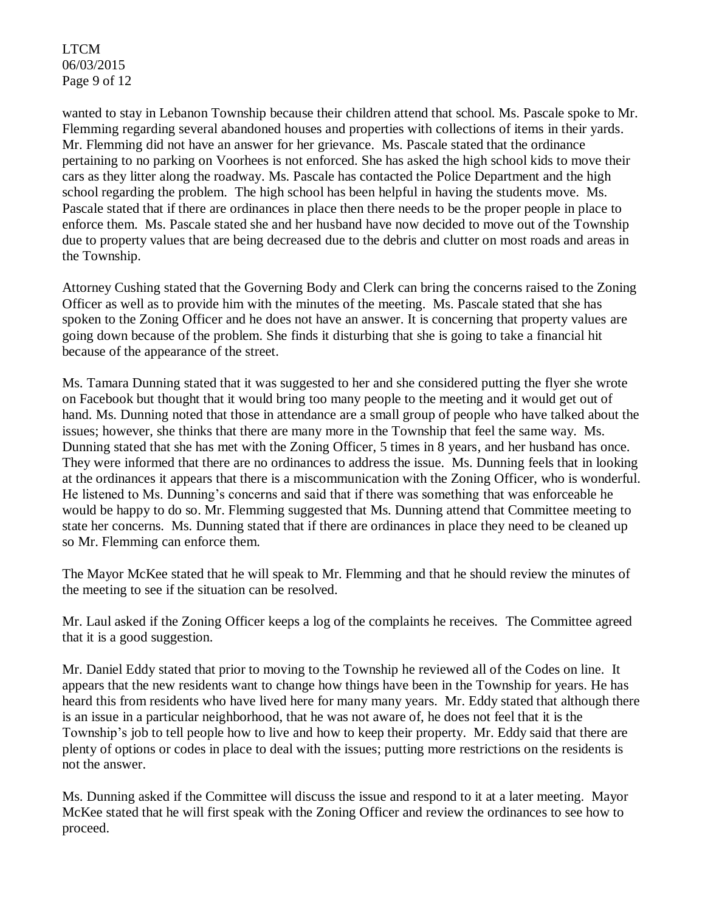wanted to stay in Lebanon Township because their children attend that school. Ms. Pascale spoke to Mr. Flemming regarding several abandoned houses and properties with collections of items in their yards. Mr. Flemming did not have an answer for her grievance. Ms. Pascale stated that the ordinance pertaining to no parking on Voorhees is not enforced. She has asked the high school kids to move their cars as they litter along the roadway. Ms. Pascale has contacted the Police Department and the high school regarding the problem. The high school has been helpful in having the students move. Ms. Pascale stated that if there are ordinances in place then there needs to be the proper people in place to enforce them. Ms. Pascale stated she and her husband have now decided to move out of the Township due to property values that are being decreased due to the debris and clutter on most roads and areas in the Township.

Attorney Cushing stated that the Governing Body and Clerk can bring the concerns raised to the Zoning Officer as well as to provide him with the minutes of the meeting. Ms. Pascale stated that she has spoken to the Zoning Officer and he does not have an answer. It is concerning that property values are going down because of the problem. She finds it disturbing that she is going to take a financial hit because of the appearance of the street.

Ms. Tamara Dunning stated that it was suggested to her and she considered putting the flyer she wrote on Facebook but thought that it would bring too many people to the meeting and it would get out of hand. Ms. Dunning noted that those in attendance are a small group of people who have talked about the issues; however, she thinks that there are many more in the Township that feel the same way. Ms. Dunning stated that she has met with the Zoning Officer, 5 times in 8 years, and her husband has once. They were informed that there are no ordinances to address the issue. Ms. Dunning feels that in looking at the ordinances it appears that there is a miscommunication with the Zoning Officer, who is wonderful. He listened to Ms. Dunning's concerns and said that if there was something that was enforceable he would be happy to do so. Mr. Flemming suggested that Ms. Dunning attend that Committee meeting to state her concerns. Ms. Dunning stated that if there are ordinances in place they need to be cleaned up so Mr. Flemming can enforce them.

The Mayor McKee stated that he will speak to Mr. Flemming and that he should review the minutes of the meeting to see if the situation can be resolved.

Mr. Laul asked if the Zoning Officer keeps a log of the complaints he receives. The Committee agreed that it is a good suggestion.

Mr. Daniel Eddy stated that prior to moving to the Township he reviewed all of the Codes on line. It appears that the new residents want to change how things have been in the Township for years. He has heard this from residents who have lived here for many many years. Mr. Eddy stated that although there is an issue in a particular neighborhood, that he was not aware of, he does not feel that it is the Township's job to tell people how to live and how to keep their property. Mr. Eddy said that there are plenty of options or codes in place to deal with the issues; putting more restrictions on the residents is not the answer.

Ms. Dunning asked if the Committee will discuss the issue and respond to it at a later meeting. Mayor McKee stated that he will first speak with the Zoning Officer and review the ordinances to see how to proceed.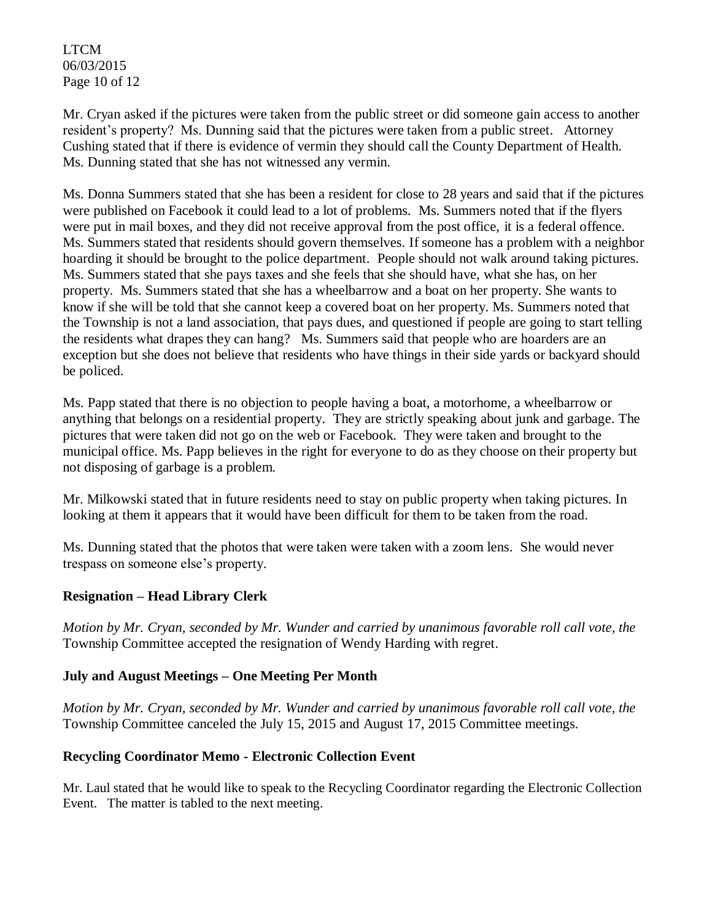Mr. Cryan asked if the pictures were taken from the public street or did someone gain access to another resident's property? Ms. Dunning said that the pictures were taken from a public street. Attorney Cushing stated that if there is evidence of vermin they should call the County Department of Health. Ms. Dunning stated that she has not witnessed any vermin.

Ms. Donna Summers stated that she has been a resident for close to 28 years and said that if the pictures were published on Facebook it could lead to a lot of problems. Ms. Summers noted that if the flyers were put in mail boxes, and they did not receive approval from the post office, it is a federal offence. Ms. Summers stated that residents should govern themselves. If someone has a problem with a neighbor hoarding it should be brought to the police department. People should not walk around taking pictures. Ms. Summers stated that she pays taxes and she feels that she should have, what she has, on her property. Ms. Summers stated that she has a wheelbarrow and a boat on her property. She wants to know if she will be told that she cannot keep a covered boat on her property. Ms. Summers noted that the Township is not a land association, that pays dues, and questioned if people are going to start telling the residents what drapes they can hang? Ms. Summers said that people who are hoarders are an exception but she does not believe that residents who have things in their side yards or backyard should be policed.

Ms. Papp stated that there is no objection to people having a boat, a motorhome, a wheelbarrow or anything that belongs on a residential property. They are strictly speaking about junk and garbage. The pictures that were taken did not go on the web or Facebook. They were taken and brought to the municipal office. Ms. Papp believes in the right for everyone to do as they choose on their property but not disposing of garbage is a problem.

Mr. Milkowski stated that in future residents need to stay on public property when taking pictures. In looking at them it appears that it would have been difficult for them to be taken from the road.

Ms. Dunning stated that the photos that were taken were taken with a zoom lens. She would never trespass on someone else's property.

**Resignation – Head Library Clerk**

*Motion by Mr. Cryan, seconded by Mr. Wunder and carried by unanimous favorable roll call vote, the* Township Committee accepted the resignation of Wendy Harding with regret.

**July and August Meetings – One Meeting Per Month**

*Motion by Mr. Cryan, seconded by Mr. Wunder and carried by unanimous favorable roll call vote, the* Township Committee canceled the July 15, 2015 and August 17, 2015 Committee meetings.

**Recycling Coordinator Memo - Electronic Collection Event**

Mr. Laul stated that he would like to speak to the Recycling Coordinator regarding the Electronic Collection Event. The matter is tabled to the next meeting.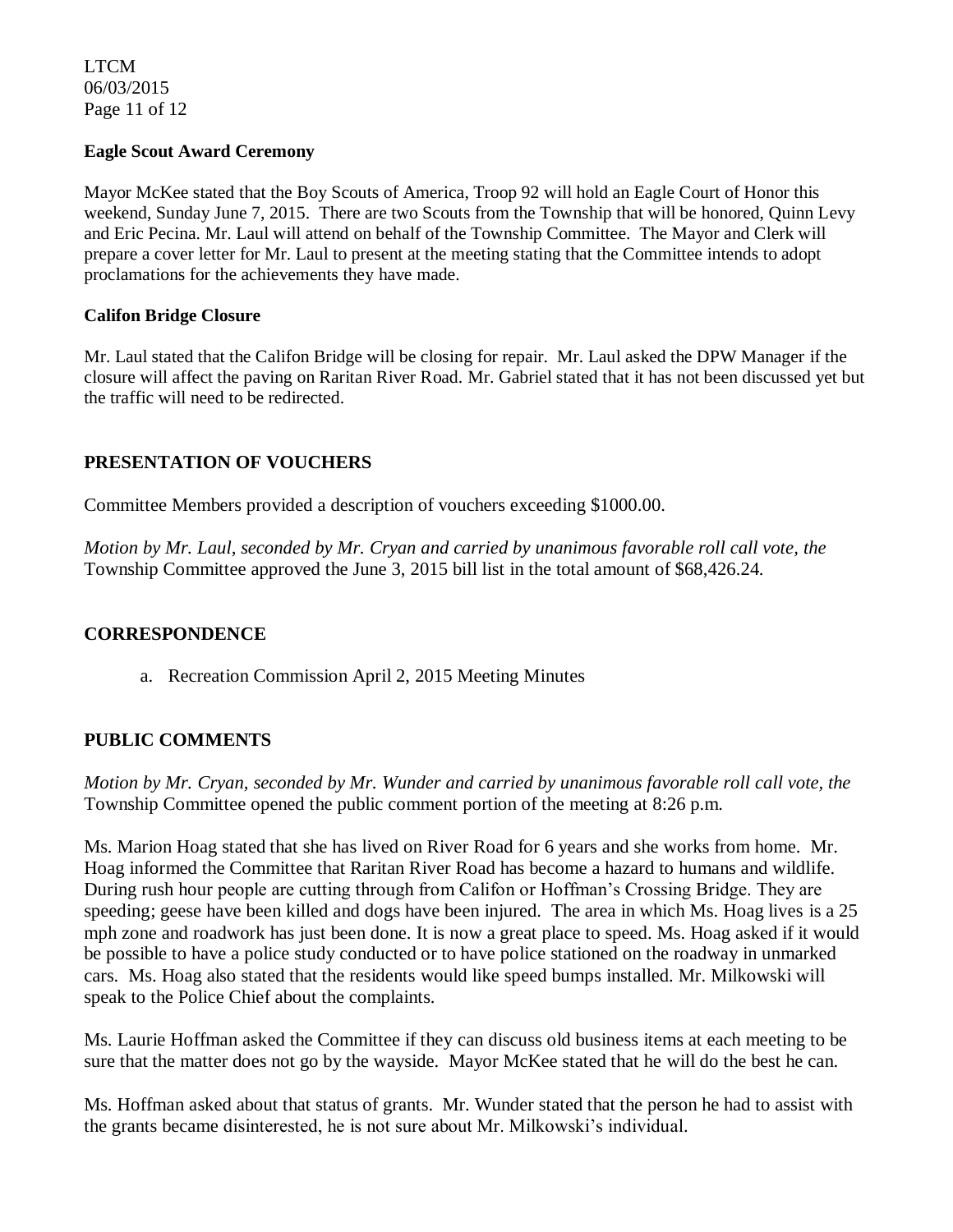**Eagle Scout Award Ceremony**

Mayor McKee stated that the Boy Scouts of America, Troop 92 will hold an Eagle Court of Honor this weekend, Sunday June 7, 2015. There are two Scouts from the Township that will be honored, Quinn Levy and Eric Pecina. Mr. Laul will attend on behalf of the Township Committee. The Mayor and Clerk will prepare a cover letter for Mr. Laul to present at the meeting stating that the Committee intends to adopt proclamations for the achievements they have made.

**Califon Bridge Closure**

Mr. Laul stated that the Califon Bridge will be closing for repair. Mr. Laul asked the DPW Manager if the closure will affect the paving on Raritan River Road. Mr. Gabriel stated that it has not been discussed yet but the traffic will need to be redirected.

## PRESENTATION OF VOUCHERS

Committee Members provided a description of vouchers exceeding $1000.00.

*Motion by Mr. Laul, seconded by Mr. Cryan and carried by unanimous favorable roll call vote, the* Township Committee approved the June 3, 2015 bill list in the total amount of $68,426.24.

## CORRESPONDENCE

a. Recreation Commission April 2, 2015 Meeting Minutes

## PUBLIC COMMENTS

*Motion by Mr. Cryan, seconded by Mr. Wunder and carried by unanimous favorable roll call vote, the* Township Committee opened the public comment portion of the meeting at 8:26 p.m.

Ms. Marion Hoag stated that she has lived on River Road for 6 years and she works from home. Mr. Hoag informed the Committee that Raritan River Road has become a hazard to humans and wildlife. During rush hour people are cutting through from Califon or Hoffman's Crossing Bridge. They are speeding; geese have been killed and dogs have been injured. The area in which Ms. Hoag lives is a 25 mph zone and roadwork has just been done. It is now a great place to speed. Ms. Hoag asked if it would be possible to have a police study conducted or to have police stationed on the roadway in unmarked cars. Ms. Hoag also stated that the residents would like speed bumps installed. Mr. Milkowski will speak to the Police Chief about the complaints.

Ms. Laurie Hoffman asked the Committee if they can discuss old business items at each meeting to be sure that the matter does not go by the wayside. Mayor McKee stated that he will do the best he can.

Ms. Hoffman asked about that status of grants. Mr. Wunder stated that the person he had to assist with the grants became disinterested, he is not sure about Mr. Milkowski's individual.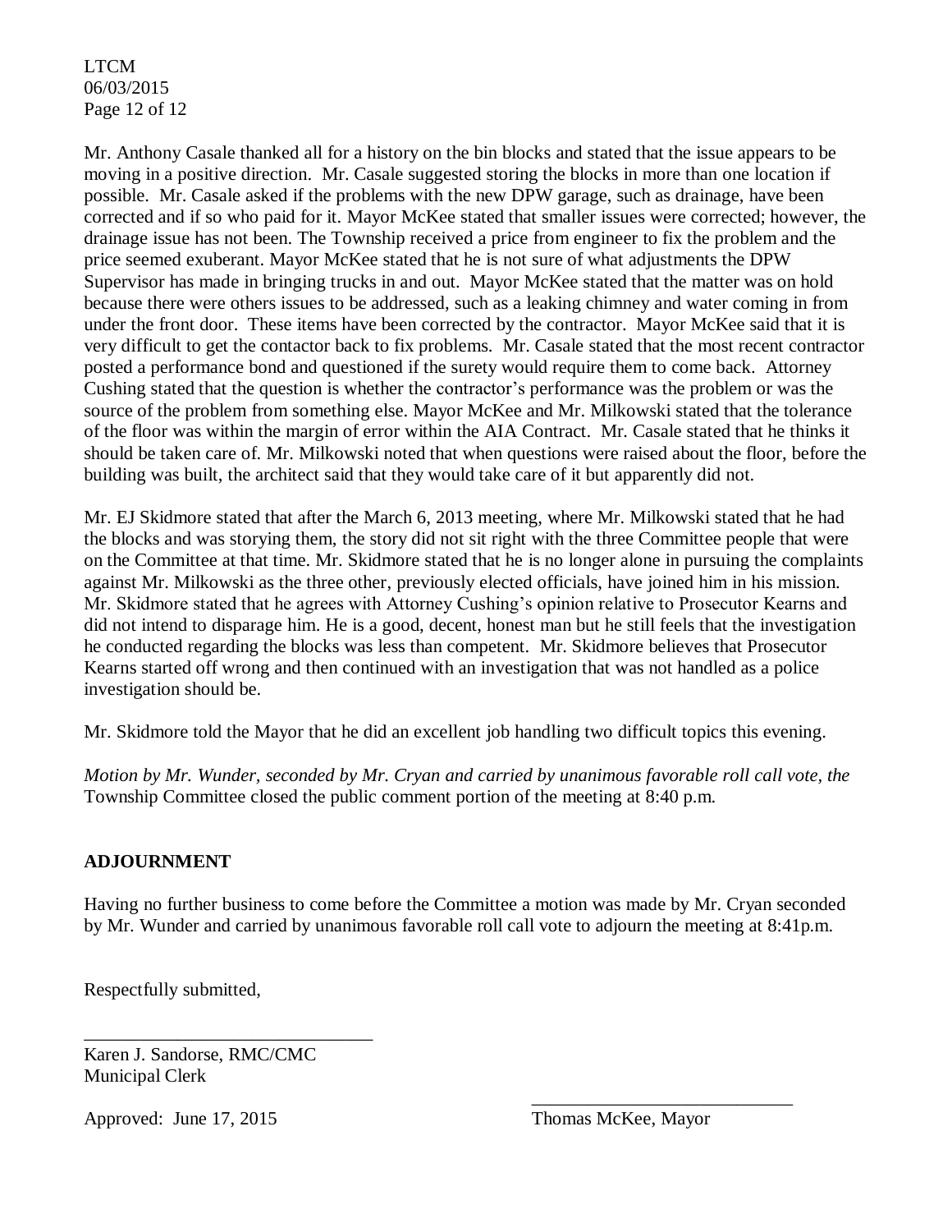Mr. Anthony Casale thanked all for a history on the bin blocks and stated that the issue appears to be moving in a positive direction. Mr. Casale suggested storing the blocks in more than one location if possible. Mr. Casale asked if the problems with the new DPW garage, such as drainage, have been corrected and if so who paid for it. Mayor McKee stated that smaller issues were corrected; however, the drainage issue has not been. The Township received a price from engineer to fix the problem and the price seemed exuberant. Mayor McKee stated that he is not sure of what adjustments the DPW Supervisor has made in bringing trucks in and out. Mayor McKee stated that the matter was on hold because there were others issues to be addressed, such as a leaking chimney and water coming in from under the front door. These items have been corrected by the contractor. Mayor McKee said that it is very difficult to get the contactor back to fix problems. Mr. Casale stated that the most recent contractor posted a performance bond and questioned if the surety would require them to come back. Attorney Cushing stated that the question is whether the contractor's performance was the problem or was the source of the problem from something else. Mayor McKee and Mr. Milkowski stated that the tolerance of the floor was within the margin of error within the AIA Contract. Mr. Casale stated that he thinks it should be taken care of. Mr. Milkowski noted that when questions were raised about the floor, before the building was built, the architect said that they would take care of it but apparently did not.

Mr. EJ Skidmore stated that after the March 6, 2013 meeting, where Mr. Milkowski stated that he had the blocks and was storying them, the story did not sit right with the three Committee people that were on the Committee at that time. Mr. Skidmore stated that he is no longer alone in pursuing the complaints against Mr. Milkowski as the three other, previously elected officials, have joined him in his mission. Mr. Skidmore stated that he agrees with Attorney Cushing's opinion relative to Prosecutor Kearns and did not intend to disparage him. He is a good, decent, honest man but he still feels that the investigation he conducted regarding the blocks was less than competent. Mr. Skidmore believes that Prosecutor Kearns started off wrong and then continued with an investigation that was not handled as a police investigation should be.

Mr. Skidmore told the Mayor that he did an excellent job handling two difficult topics this evening.

*Motion by Mr. Wunder, seconded by Mr. Cryan and carried by unanimous favorable roll call vote, the* Township Committee closed the public comment portion of the meeting at 8:40 p.m.

## ADJOURNMENT

Having no further business to come before the Committee a motion was made by Mr. Cryan seconded by Mr. Wunder and carried by unanimous favorable roll call vote to adjourn the meeting at 8:41p.m.

Respectfully submitted,

\_\_\_\_\_\_\_\_\_\_\_\_\_\_\_\_\_\_\_\_\_\_\_\_\_\_\_\_\_\_\_

Karen J. Sandorse, RMC/CMC
Municipal Clerk

\_\_\_\_\_\_\_\_\_\_\_\_\_\_\_\_\_\_\_\_\_\_\_\_\_\_\_\_\_\_\_

Approved: June 17, 2015

Thomas McKee, Mayor